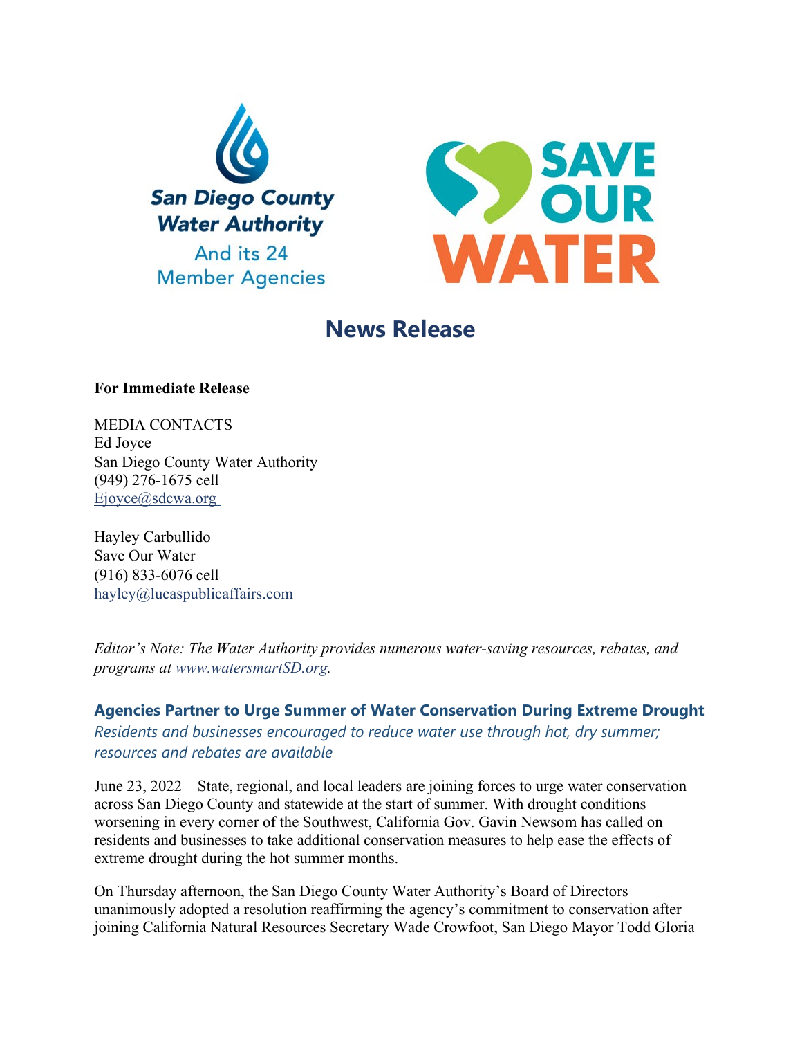San Diego County Water Authority

And its 24 Member Agencies

SAVE OUR WATER

# News Release

**For Immediate Release**

MEDIA CONTACTS
Ed Joyce
San Diego County Water Authority
(949) 276-1675 cell
[Ejoyce@sdcwa.org](mailto:Ejoyce@sdcwa.org)

Hayley Carbullido
Save Our Water
(916) 833-6076 cell
[hayley@lucaspublicaffairs.com](mailto:hayley@lucaspublicaffairs.com)

*Editor's Note: The Water Authority provides numerous water-saving resources, rebates, and programs at [www.watersmartSD.org](http://www.watersmartSD.org).*

## Agencies Partner to Urge Summer of Water Conservation During Extreme Drought

*Residents and businesses encouraged to reduce water use through hot, dry summer; resources and rebates are available*

June 23, 2022 – State, regional, and local leaders are joining forces to urge water conservation across San Diego County and statewide at the start of summer. With drought conditions worsening in every corner of the Southwest, California Gov. Gavin Newsom has called on residents and businesses to take additional conservation measures to help ease the effects of extreme drought during the hot summer months.

On Thursday afternoon, the San Diego County Water Authority's Board of Directors unanimously adopted a resolution reaffirming the agency's commitment to conservation after joining California Natural Resources Secretary Wade Crowfoot, San Diego Mayor Todd Gloria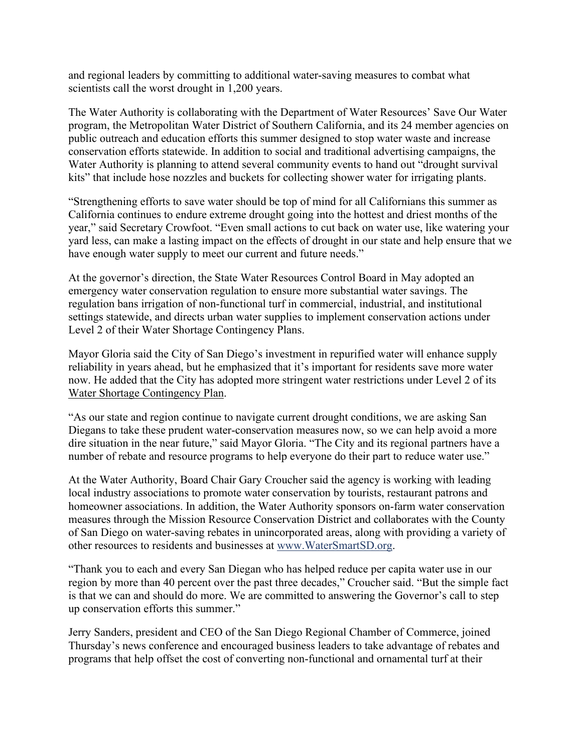and regional leaders by committing to additional water-saving measures to combat what scientists call the worst drought in 1,200 years.

The Water Authority is collaborating with the Department of Water Resources' Save Our Water program, the Metropolitan Water District of Southern California, and its 24 member agencies on public outreach and education efforts this summer designed to stop water waste and increase conservation efforts statewide. In addition to social and traditional advertising campaigns, the Water Authority is planning to attend several community events to hand out "drought survival kits" that include hose nozzles and buckets for collecting shower water for irrigating plants.

"Strengthening efforts to save water should be top of mind for all Californians this summer as California continues to endure extreme drought going into the hottest and driest months of the year," said Secretary Crowfoot. "Even small actions to cut back on water use, like watering your yard less, can make a lasting impact on the effects of drought in our state and help ensure that we have enough water supply to meet our current and future needs."

At the governor's direction, the State Water Resources Control Board in May adopted an emergency water conservation regulation to ensure more substantial water savings. The regulation bans irrigation of non-functional turf in commercial, industrial, and institutional settings statewide, and directs urban water supplies to implement conservation actions under Level 2 of their Water Shortage Contingency Plans.

Mayor Gloria said the City of San Diego's investment in repurified water will enhance supply reliability in years ahead, but he emphasized that it's important for residents save more water now. He added that the City has adopted more stringent water restrictions under Level 2 of its Water Shortage Contingency Plan.

"As our state and region continue to navigate current drought conditions, we are asking San Diegans to take these prudent water-conservation measures now, so we can help avoid a more dire situation in the near future," said Mayor Gloria. "The City and its regional partners have a number of rebate and resource programs to help everyone do their part to reduce water use."

At the Water Authority, Board Chair Gary Croucher said the agency is working with leading local industry associations to promote water conservation by tourists, restaurant patrons and homeowner associations. In addition, the Water Authority sponsors on-farm water conservation measures through the Mission Resource Conservation District and collaborates with the County of San Diego on water-saving rebates in unincorporated areas, along with providing a variety of other resources to residents and businesses at www.WaterSmartSD.org.

"Thank you to each and every San Diegan who has helped reduce per capita water use in our region by more than 40 percent over the past three decades," Croucher said. "But the simple fact is that we can and should do more. We are committed to answering the Governor's call to step up conservation efforts this summer."

Jerry Sanders, president and CEO of the San Diego Regional Chamber of Commerce, joined Thursday's news conference and encouraged business leaders to take advantage of rebates and programs that help offset the cost of converting non-functional and ornamental turf at their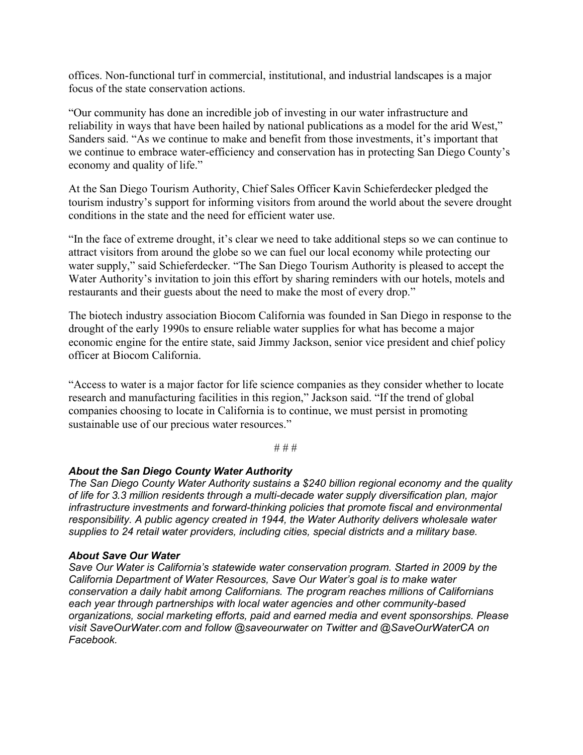offices. Non-functional turf in commercial, institutional, and industrial landscapes is a major focus of the state conservation actions.

"Our community has done an incredible job of investing in our water infrastructure and reliability in ways that have been hailed by national publications as a model for the arid West," Sanders said. "As we continue to make and benefit from those investments, it's important that we continue to embrace water-efficiency and conservation has in protecting San Diego County's economy and quality of life."

At the San Diego Tourism Authority, Chief Sales Officer Kavin Schieferdecker pledged the tourism industry's support for informing visitors from around the world about the severe drought conditions in the state and the need for efficient water use.

"In the face of extreme drought, it's clear we need to take additional steps so we can continue to attract visitors from around the globe so we can fuel our local economy while protecting our water supply," said Schieferdecker. "The San Diego Tourism Authority is pleased to accept the Water Authority's invitation to join this effort by sharing reminders with our hotels, motels and restaurants and their guests about the need to make the most of every drop."

The biotech industry association Biocom California was founded in San Diego in response to the drought of the early 1990s to ensure reliable water supplies for what has become a major economic engine for the entire state, said Jimmy Jackson, senior vice president and chief policy officer at Biocom California.

"Access to water is a major factor for life science companies as they consider whether to locate research and manufacturing facilities in this region," Jackson said. "If the trend of global companies choosing to locate in California is to continue, we must persist in promoting sustainable use of our precious water resources."

# # #

***About the San Diego County Water Authority***

*The San Diego County Water Authority sustains a $240 billion regional economy and the quality of life for 3.3 million residents through a multi-decade water supply diversification plan, major infrastructure investments and forward-thinking policies that promote fiscal and environmental responsibility. A public agency created in 1944, the Water Authority delivers wholesale water supplies to 24 retail water providers, including cities, special districts and a military base.*

***About Save Our Water***

*Save Our Water is California's statewide water conservation program. Started in 2009 by the California Department of Water Resources, Save Our Water's goal is to make water conservation a daily habit among Californians. The program reaches millions of Californians each year through partnerships with local water agencies and other community-based organizations, social marketing efforts, paid and earned media and event sponsorships. Please visit SaveOurWater.com and follow @saveourwater on Twitter and @SaveOurWaterCA on Facebook.*